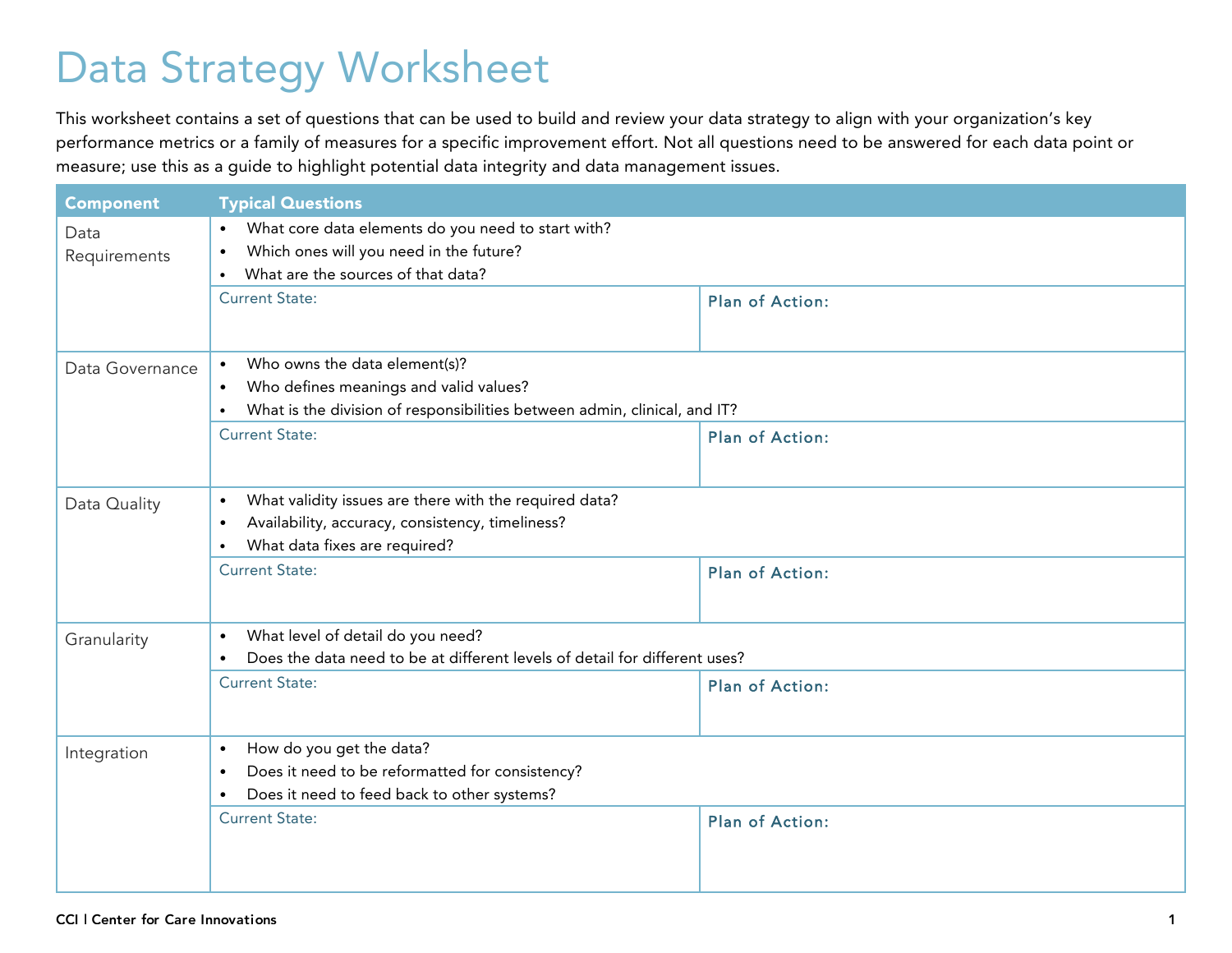# Data Strategy Worksheet

This worksheet contains a set of questions that can be used to build and review your data strategy to align with your organization's key performance metrics or a family of measures for a specific improvement effort. Not all questions need to be answered for each data point or measure; use this as a guide to highlight potential data integrity and data management issues.

| Component | Typical Questions | |
|---|---|---|
| Data Requirements | • What core data elements do you need to start with?<br>• Which ones will you need in the future?<br>• What are the sources of that data? | |
| | Current State: | Plan of Action: |
| Data Governance | • Who owns the data element(s)?<br>• Who defines meanings and valid values?<br>• What is the division of responsibilities between admin, clinical, and IT? | |
| | Current State: | Plan of Action: |
| Data Quality | • What validity issues are there with the required data?<br>• Availability, accuracy, consistency, timeliness?<br>• What data fixes are required? | |
| | Current State: | Plan of Action: |
| Granularity | • What level of detail do you need?<br>• Does the data need to be at different levels of detail for different uses? | |
| | Current State: | Plan of Action: |
| Integration | • How do you get the data?<br>• Does it need to be reformatted for consistency?<br>• Does it need to feed back to other systems? | |
| | Current State: | Plan of Action: |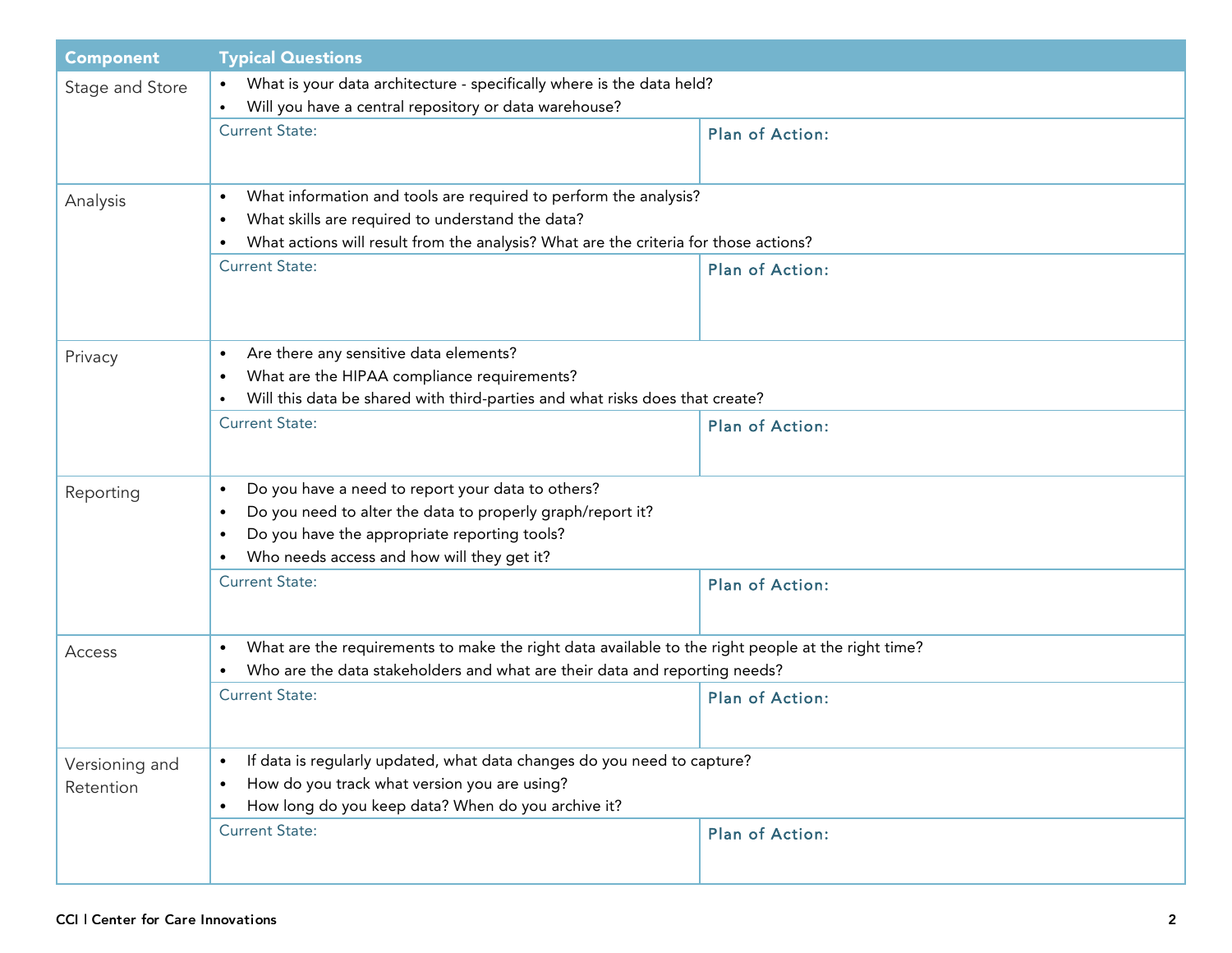| Component | Typical Questions | |
|---|---|---|
| Stage and Store | • What is your data architecture - specifically where is the data held?<br>• Will you have a central repository or data warehouse? | |
| | Current State: | Plan of Action: |
| Analysis | • What information and tools are required to perform the analysis?<br>• What skills are required to understand the data?<br>• What actions will result from the analysis? What are the criteria for those actions? | |
| | Current State: | Plan of Action: |
| Privacy | • Are there any sensitive data elements?<br>• What are the HIPAA compliance requirements?<br>• Will this data be shared with third-parties and what risks does that create? | |
| | Current State: | Plan of Action: |
| Reporting | • Do you have a need to report your data to others?<br>• Do you need to alter the data to properly graph/report it?<br>• Do you have the appropriate reporting tools?<br>• Who needs access and how will they get it? | |
| | Current State: | Plan of Action: |
| Access | • What are the requirements to make the right data available to the right people at the right time?<br>• Who are the data stakeholders and what are their data and reporting needs? | |
| | Current State: | Plan of Action: |
| Versioning and Retention | • If data is regularly updated, what data changes do you need to capture?<br>• How do you track what version you are using?<br>• How long do you keep data? When do you archive it? | |
| | Current State: | Plan of Action: |